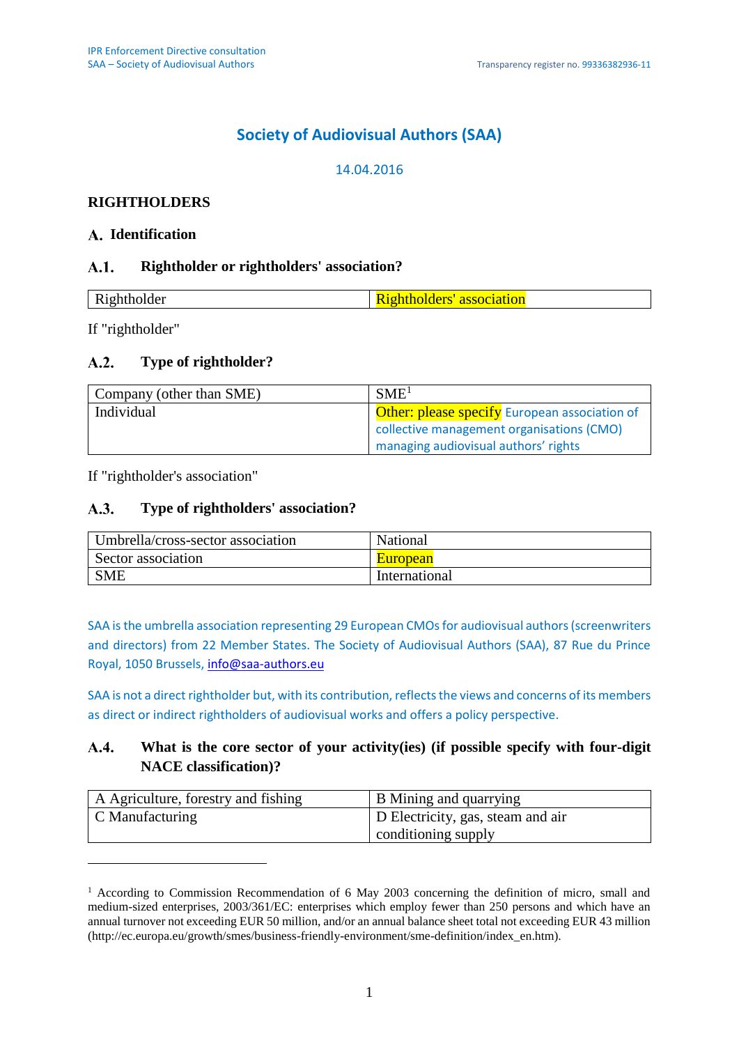# Society of Audiovisual Authors (SAA)

14.04.2016

## RIGHTHOLDERS

### A. Identification

#### A.1. Rightholder or rightholders' association?

| Rightholder | Rightholders' association |
|---|---|

If "rightholder"

#### A.2. Type of rightholder?

| Company (other than SME) | SME[1] |
|---|---|
| Individual | Other: please specify European association of collective management organisations (CMO) managing audiovisual authors' rights |

If "rightholder's association"

#### A.3. Type of rightholders' association?

| Umbrella/cross-sector association | National |
|---|---|
| Sector association | European |
| SME | International |

SAA is the umbrella association representing 29 European CMOs for audiovisual authors (screenwriters and directors) from 22 Member States. The Society of Audiovisual Authors (SAA), 87 Rue du Prince Royal, 1050 Brussels, info@saa-authors.eu

SAA is not a direct rightholder but, with its contribution, reflects the views and concerns of its members as direct or indirect rightholders of audiovisual works and offers a policy perspective.

#### A.4. What is the core sector of your activity(ies) (if possible specify with four-digit NACE classification)?

| A Agriculture, forestry and fishing | B Mining and quarrying |
|---|---|
| C Manufacturing | D Electricity, gas, steam and air conditioning supply |

---

[1] According to Commission Recommendation of 6 May 2003 concerning the definition of micro, small and medium-sized enterprises, 2003/361/EC: enterprises which employ fewer than 250 persons and which have an annual turnover not exceeding EUR 50 million, and/or an annual balance sheet total not exceeding EUR 43 million (http://ec.europa.eu/growth/smes/business-friendly-environment/sme-definition/index_en.htm).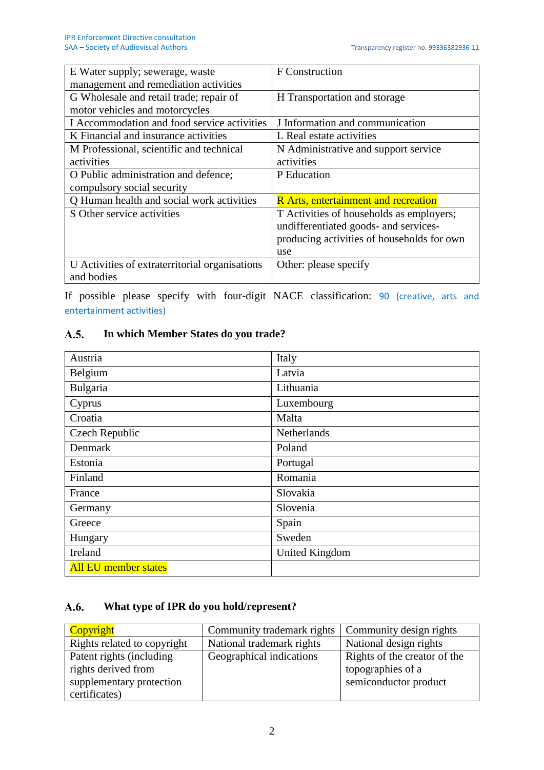| | |
|---|---|
| E Water supply; sewerage, waste management and remediation activities | F Construction |
| G Wholesale and retail trade; repair of motor vehicles and motorcycles | H Transportation and storage |
| I Accommodation and food service activities | J Information and communication |
| K Financial and insurance activities | L Real estate activities |
| M Professional, scientific and technical activities | N Administrative and support service activities |
| O Public administration and defence; compulsory social security | P Education |
| Q Human health and social work activities | R Arts, entertainment and recreation |
| S Other service activities | T Activities of households as employers; undifferentiated goods- and services-producing activities of households for own use |
| U Activities of extraterritorial organisations and bodies | Other: please specify |

If possible please specify with four-digit NACE classification: 90 (creative, arts and entertainment activities)

## A.5. In which Member States do you trade?

| | |
|---|---|
| Austria | Italy |
| Belgium | Latvia |
| Bulgaria | Lithuania |
| Cyprus | Luxembourg |
| Croatia | Malta |
| Czech Republic | Netherlands |
| Denmark | Poland |
| Estonia | Portugal |
| Finland | Romania |
| France | Slovakia |
| Germany | Slovenia |
| Greece | Spain |
| Hungary | Sweden |
| Ireland | United Kingdom |
| All EU member states | |

## A.6. What type of IPR do you hold/represent?

| | | |
|---|---|---|
| Copyright | Community trademark rights | Community design rights |
| Rights related to copyright | National trademark rights | National design rights |
| Patent rights (including rights derived from supplementary protection certificates) | Geographical indications | Rights of the creator of the topographies of a semiconductor product |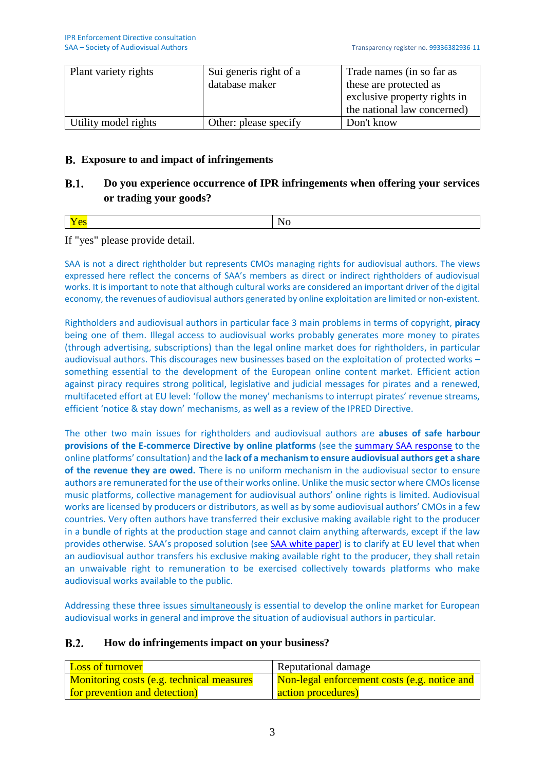| Plant variety rights | Sui generis right of a database maker | Trade names (in so far as these are protected as exclusive property rights in the national law concerned) |
|---|---|---|
| Utility model rights | Other: please specify | Don't know |

## B. Exposure to and impact of infringements

### B.1. Do you experience occurrence of IPR infringements when offering your services or trading your goods?

| Yes | No |
|---|---|

If "yes" please provide detail.

SAA is not a direct rightholder but represents CMOs managing rights for audiovisual authors. The views expressed here reflect the concerns of SAA's members as direct or indirect rightholders of audiovisual works. It is important to note that although cultural works are considered an important driver of the digital economy, the revenues of audiovisual authors generated by online exploitation are limited or non-existent.

Rightholders and audiovisual authors in particular face 3 main problems in terms of copyright, **piracy** being one of them. Illegal access to audiovisual works probably generates more money to pirates (through advertising, subscriptions) than the legal online market does for rightholders, in particular audiovisual authors. This discourages new businesses based on the exploitation of protected works – something essential to the development of the European online content market. Efficient action against piracy requires strong political, legislative and judicial messages for pirates and a renewed, multifaceted effort at EU level: 'follow the money' mechanisms to interrupt pirates' revenue streams, efficient 'notice & stay down' mechanisms, as well as a review of the IPRED Directive.

The other two main issues for rightholders and audiovisual authors are **abuses of safe harbour provisions of the E-commerce Directive by online platforms** (see the summary SAA response to the online platforms' consultation) and the **lack of a mechanism to ensure audiovisual authors get a share of the revenue they are owed.** There is no uniform mechanism in the audiovisual sector to ensure authors are remunerated for the use of their works online. Unlike the music sector where CMOs license music platforms, collective management for audiovisual authors' online rights is limited. Audiovisual works are licensed by producers or distributors, as well as by some audiovisual authors' CMOs in a few countries. Very often authors have transferred their exclusive making available right to the producer in a bundle of rights at the production stage and cannot claim anything afterwards, except if the law provides otherwise. SAA's proposed solution (see SAA white paper) is to clarify at EU level that when an audiovisual author transfers his exclusive making available right to the producer, they shall retain an unwaivable right to remuneration to be exercised collectively towards platforms who make audiovisual works available to the public.

Addressing these three issues simultaneously is essential to develop the online market for European audiovisual works in general and improve the situation of audiovisual authors in particular.

### B.2. How do infringements impact on your business?

| Loss of turnover | Reputational damage |
|---|---|
| Monitoring costs (e.g. technical measures for prevention and detection) | Non-legal enforcement costs (e.g. notice and action procedures) |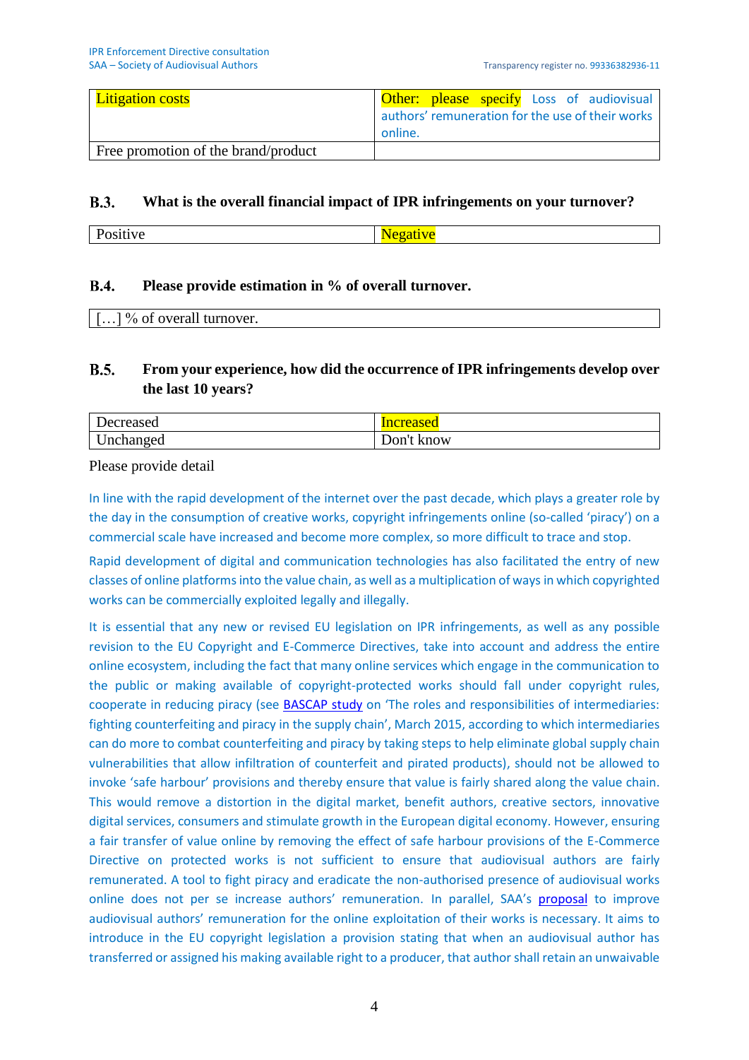| Litigation costs | Other: please specify Loss of audiovisual authors' remuneration for the use of their works online. |
| --- | --- |
| Free promotion of the brand/product | |

### B.3. What is the overall financial impact of IPR infringements on your turnover?

| Positive | Negative |
| --- | --- |

### B.4. Please provide estimation in % of overall turnover.

| […] % of overall turnover. |
| --- |

### B.5. From your experience, how did the occurrence of IPR infringements develop over the last 10 years?

| Decreased | Increased |
| --- | --- |
| Unchanged | Don't know |

Please provide detail

In line with the rapid development of the internet over the past decade, which plays a greater role by the day in the consumption of creative works, copyright infringements online (so-called 'piracy') on a commercial scale have increased and become more complex, so more difficult to trace and stop.

Rapid development of digital and communication technologies has also facilitated the entry of new classes of online platforms into the value chain, as well as a multiplication of ways in which copyrighted works can be commercially exploited legally and illegally.

It is essential that any new or revised EU legislation on IPR infringements, as well as any possible revision to the EU Copyright and E-Commerce Directives, take into account and address the entire online ecosystem, including the fact that many online services which engage in the communication to the public or making available of copyright-protected works should fall under copyright rules, cooperate in reducing piracy (see BASCAP study on 'The roles and responsibilities of intermediaries: fighting counterfeiting and piracy in the supply chain', March 2015, according to which intermediaries can do more to combat counterfeiting and piracy by taking steps to help eliminate global supply chain vulnerabilities that allow infiltration of counterfeit and pirated products), should not be allowed to invoke 'safe harbour' provisions and thereby ensure that value is fairly shared along the value chain. This would remove a distortion in the digital market, benefit authors, creative sectors, innovative digital services, consumers and stimulate growth in the European digital economy. However, ensuring a fair transfer of value online by removing the effect of safe harbour provisions of the E-Commerce Directive on protected works is not sufficient to ensure that audiovisual authors are fairly remunerated. A tool to fight piracy and eradicate the non-authorised presence of audiovisual works online does not per se increase authors' remuneration. In parallel, SAA's proposal to improve audiovisual authors' remuneration for the online exploitation of their works is necessary. It aims to introduce in the EU copyright legislation a provision stating that when an audiovisual author has transferred or assigned his making available right to a producer, that author shall retain an unwaivable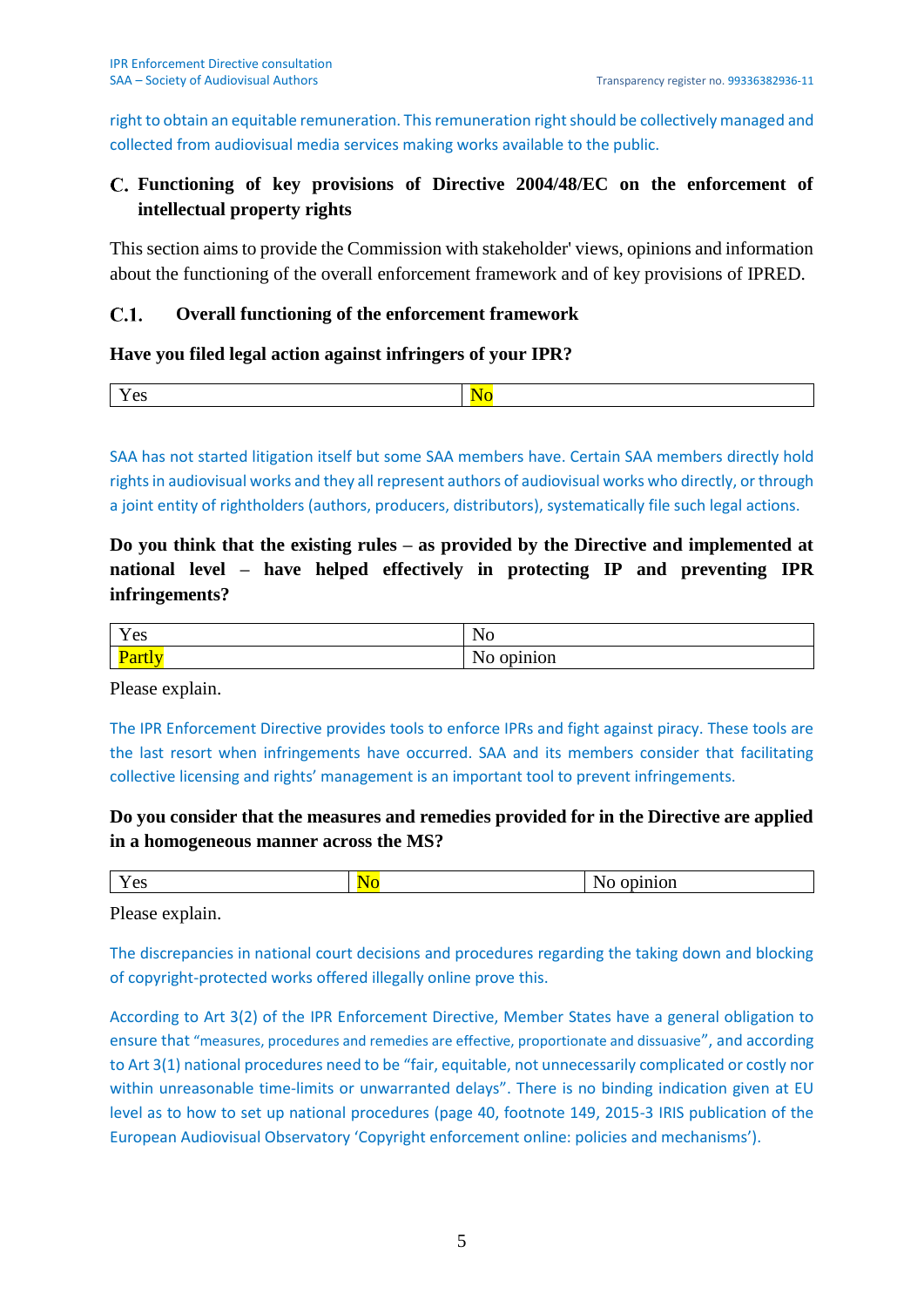right to obtain an equitable remuneration. This remuneration right should be collectively managed and collected from audiovisual media services making works available to the public.

## C. Functioning of key provisions of Directive 2004/48/EC on the enforcement of intellectual property rights

This section aims to provide the Commission with stakeholder' views, opinions and information about the functioning of the overall enforcement framework and of key provisions of IPRED.

### C.1. Overall functioning of the enforcement framework

**Have you filed legal action against infringers of your IPR?**

| Yes | No |
|---|---|

SAA has not started litigation itself but some SAA members have. Certain SAA members directly hold rights in audiovisual works and they all represent authors of audiovisual works who directly, or through a joint entity of rightholders (authors, producers, distributors), systematically file such legal actions.

**Do you think that the existing rules – as provided by the Directive and implemented at national level – have helped effectively in protecting IP and preventing IPR infringements?**

| Yes | No |
|---|---|
| Partly | No opinion |

Please explain.

The IPR Enforcement Directive provides tools to enforce IPRs and fight against piracy. These tools are the last resort when infringements have occurred. SAA and its members consider that facilitating collective licensing and rights' management is an important tool to prevent infringements.

**Do you consider that the measures and remedies provided for in the Directive are applied in a homogeneous manner across the MS?**

| Yes | No | No opinion |
|---|---|---|

Please explain.

The discrepancies in national court decisions and procedures regarding the taking down and blocking of copyright-protected works offered illegally online prove this.

According to Art 3(2) of the IPR Enforcement Directive, Member States have a general obligation to ensure that "measures, procedures and remedies are effective, proportionate and dissuasive", and according to Art 3(1) national procedures need to be "fair, equitable, not unnecessarily complicated or costly nor within unreasonable time-limits or unwarranted delays". There is no binding indication given at EU level as to how to set up national procedures (page 40, footnote 149, 2015-3 IRIS publication of the European Audiovisual Observatory 'Copyright enforcement online: policies and mechanisms').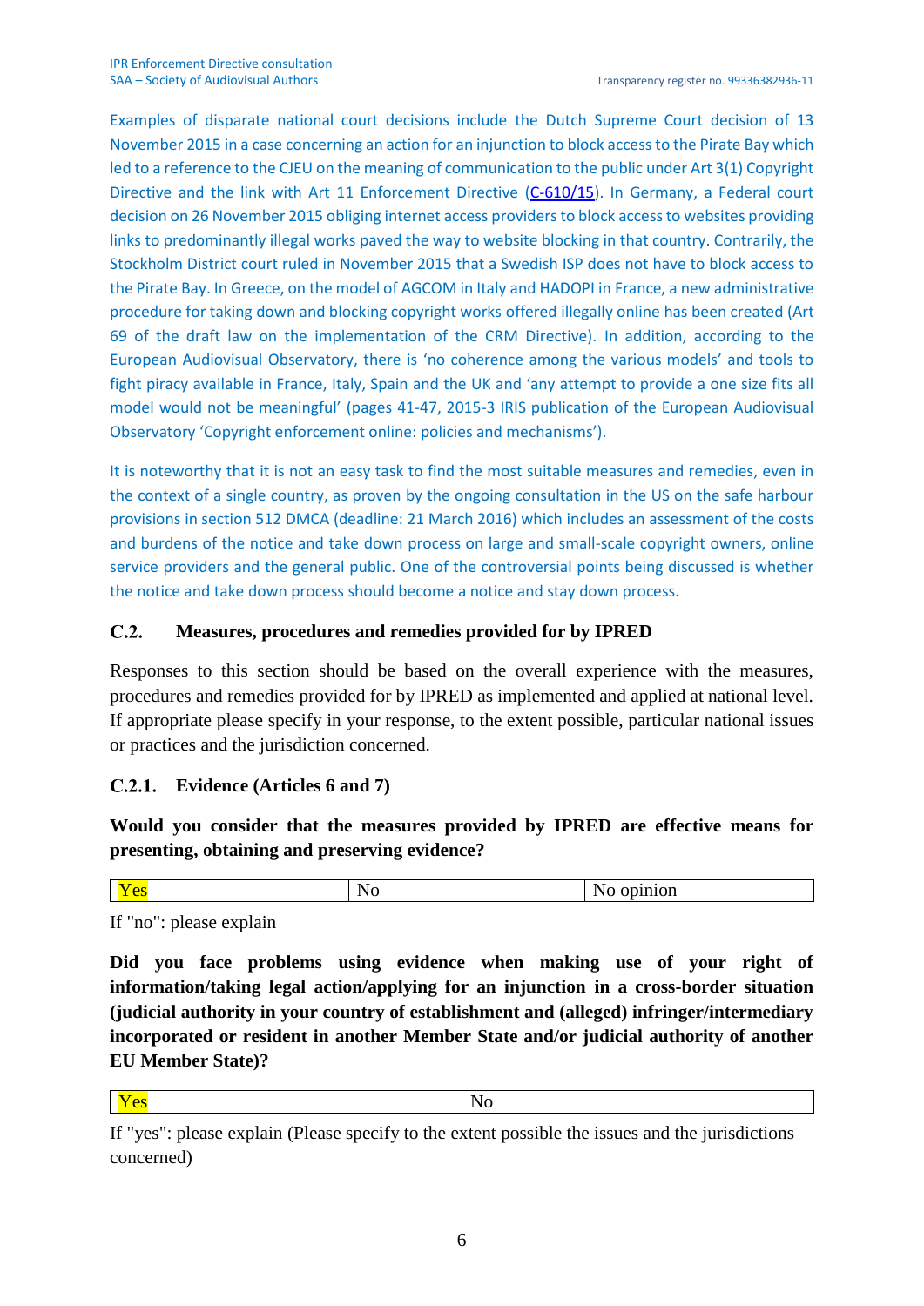Examples of disparate national court decisions include the Dutch Supreme Court decision of 13 November 2015 in a case concerning an action for an injunction to block access to the Pirate Bay which led to a reference to the CJEU on the meaning of communication to the public under Art 3(1) Copyright Directive and the link with Art 11 Enforcement Directive (C-610/15). In Germany, a Federal court decision on 26 November 2015 obliging internet access providers to block access to websites providing links to predominantly illegal works paved the way to website blocking in that country. Contrarily, the Stockholm District court ruled in November 2015 that a Swedish ISP does not have to block access to the Pirate Bay. In Greece, on the model of AGCOM in Italy and HADOPI in France, a new administrative procedure for taking down and blocking copyright works offered illegally online has been created (Art 69 of the draft law on the implementation of the CRM Directive). In addition, according to the European Audiovisual Observatory, there is 'no coherence among the various models' and tools to fight piracy available in France, Italy, Spain and the UK and 'any attempt to provide a one size fits all model would not be meaningful' (pages 41-47, 2015-3 IRIS publication of the European Audiovisual Observatory 'Copyright enforcement online: policies and mechanisms').

It is noteworthy that it is not an easy task to find the most suitable measures and remedies, even in the context of a single country, as proven by the ongoing consultation in the US on the safe harbour provisions in section 512 DMCA (deadline: 21 March 2016) which includes an assessment of the costs and burdens of the notice and take down process on large and small-scale copyright owners, online service providers and the general public. One of the controversial points being discussed is whether the notice and take down process should become a notice and stay down process.

## C.2. Measures, procedures and remedies provided for by IPRED

Responses to this section should be based on the overall experience with the measures, procedures and remedies provided for by IPRED as implemented and applied at national level. If appropriate please specify in your response, to the extent possible, particular national issues or practices and the jurisdiction concerned.

### C.2.1. Evidence (Articles 6 and 7)

**Would you consider that the measures provided by IPRED are effective means for presenting, obtaining and preserving evidence?**

| Yes | No | No opinion |
|---|---|---|

If "no": please explain

**Did you face problems using evidence when making use of your right of information/taking legal action/applying for an injunction in a cross-border situation (judicial authority in your country of establishment and (alleged) infringer/intermediary incorporated or resident in another Member State and/or judicial authority of another EU Member State)?**

| Yes | No |
|---|---|

If "yes": please explain (Please specify to the extent possible the issues and the jurisdictions concerned)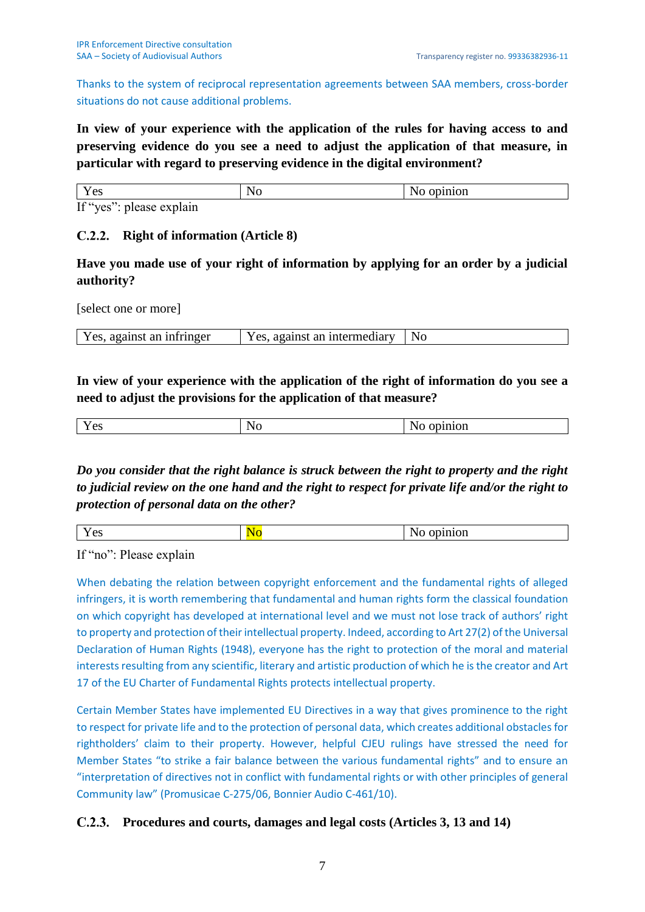Thanks to the system of reciprocal representation agreements between SAA members, cross-border situations do not cause additional problems.

**In view of your experience with the application of the rules for having access to and preserving evidence do you see a need to adjust the application of that measure, in particular with regard to preserving evidence in the digital environment?**

| Yes | No | No opinion |
|---|---|---|

If "yes": please explain

### C.2.2. Right of information (Article 8)

**Have you made use of your right of information by applying for an order by a judicial authority?**

[select one or more]

| Yes, against an infringer | Yes, against an intermediary | No |
|---|---|---|

**In view of your experience with the application of the right of information do you see a need to adjust the provisions for the application of that measure?**

| Yes | No | No opinion |
|---|---|---|

***Do you consider that the right balance is struck between the right to property and the right to judicial review on the one hand and the right to respect for private life and/or the right to protection of personal data on the other?***

| Yes | No | No opinion |
|---|---|---|

If "no": Please explain

When debating the relation between copyright enforcement and the fundamental rights of alleged infringers, it is worth remembering that fundamental and human rights form the classical foundation on which copyright has developed at international level and we must not lose track of authors' right to property and protection of their intellectual property. Indeed, according to Art 27(2) of the Universal Declaration of Human Rights (1948), everyone has the right to protection of the moral and material interests resulting from any scientific, literary and artistic production of which he is the creator and Art 17 of the EU Charter of Fundamental Rights protects intellectual property.

Certain Member States have implemented EU Directives in a way that gives prominence to the right to respect for private life and to the protection of personal data, which creates additional obstacles for rightholders' claim to their property. However, helpful CJEU rulings have stressed the need for Member States "to strike a fair balance between the various fundamental rights" and to ensure an "interpretation of directives not in conflict with fundamental rights or with other principles of general Community law" (Promusicae C-275/06, Bonnier Audio C-461/10).

### C.2.3. Procedures and courts, damages and legal costs (Articles 3, 13 and 14)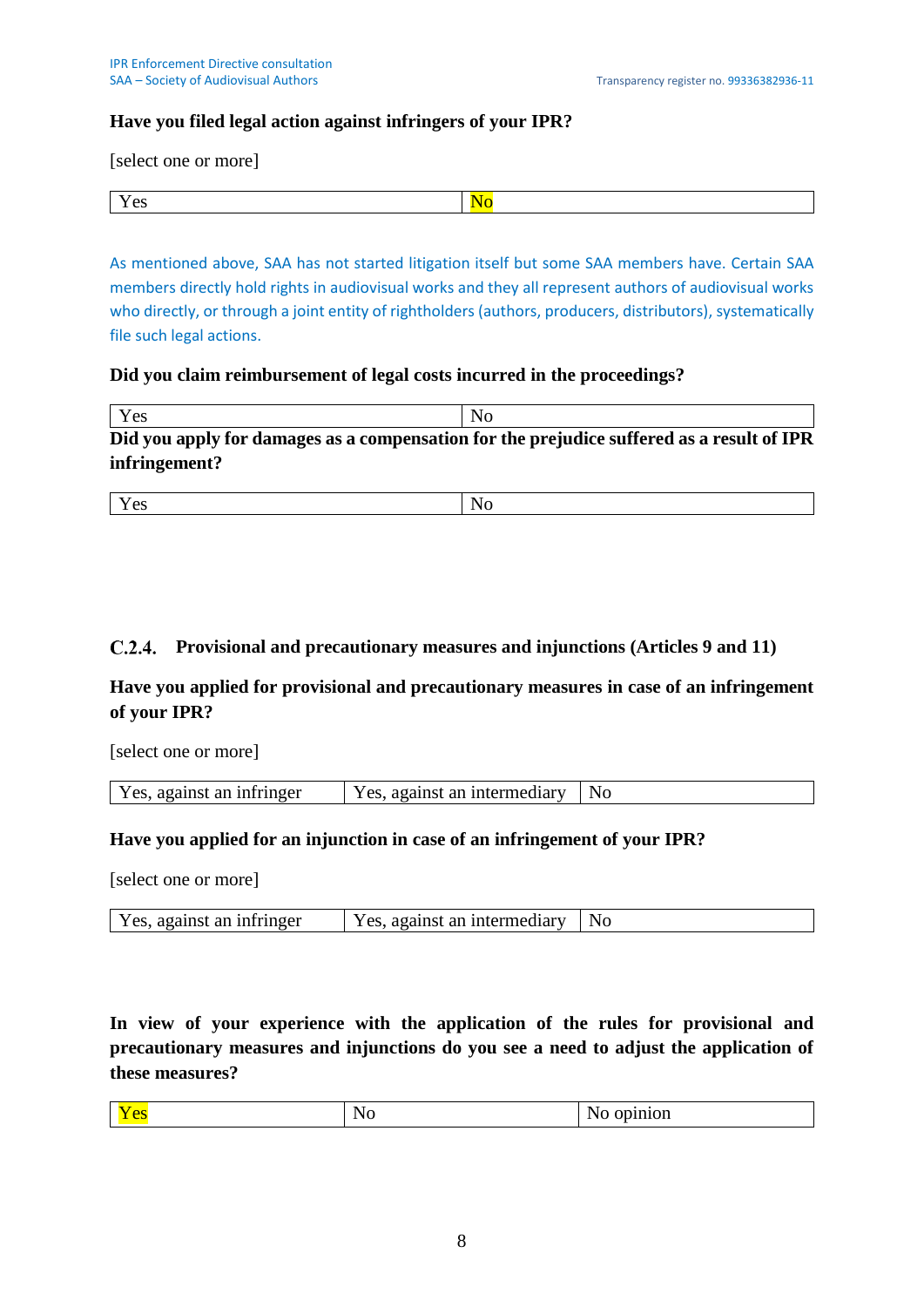**Have you filed legal action against infringers of your IPR?**

[select one or more]

| Yes | No |
|---|---|

As mentioned above, SAA has not started litigation itself but some SAA members have. Certain SAA members directly hold rights in audiovisual works and they all represent authors of audiovisual works who directly, or through a joint entity of rightholders (authors, producers, distributors), systematically file such legal actions.

**Did you claim reimbursement of legal costs incurred in the proceedings?**

| Yes | No |
|---|---|

**Did you apply for damages as a compensation for the prejudice suffered as a result of IPR infringement?**

| Yes | No |
|---|---|

### C.2.4. Provisional and precautionary measures and injunctions (Articles 9 and 11)

**Have you applied for provisional and precautionary measures in case of an infringement of your IPR?**

[select one or more]

| Yes, against an infringer | Yes, against an intermediary | No |
|---|---|---|

**Have you applied for an injunction in case of an infringement of your IPR?**

[select one or more]

| Yes, against an infringer | Yes, against an intermediary | No |
|---|---|---|

**In view of your experience with the application of the rules for provisional and precautionary measures and injunctions do you see a need to adjust the application of these measures?**

| Yes | No | No opinion |
|---|---|---|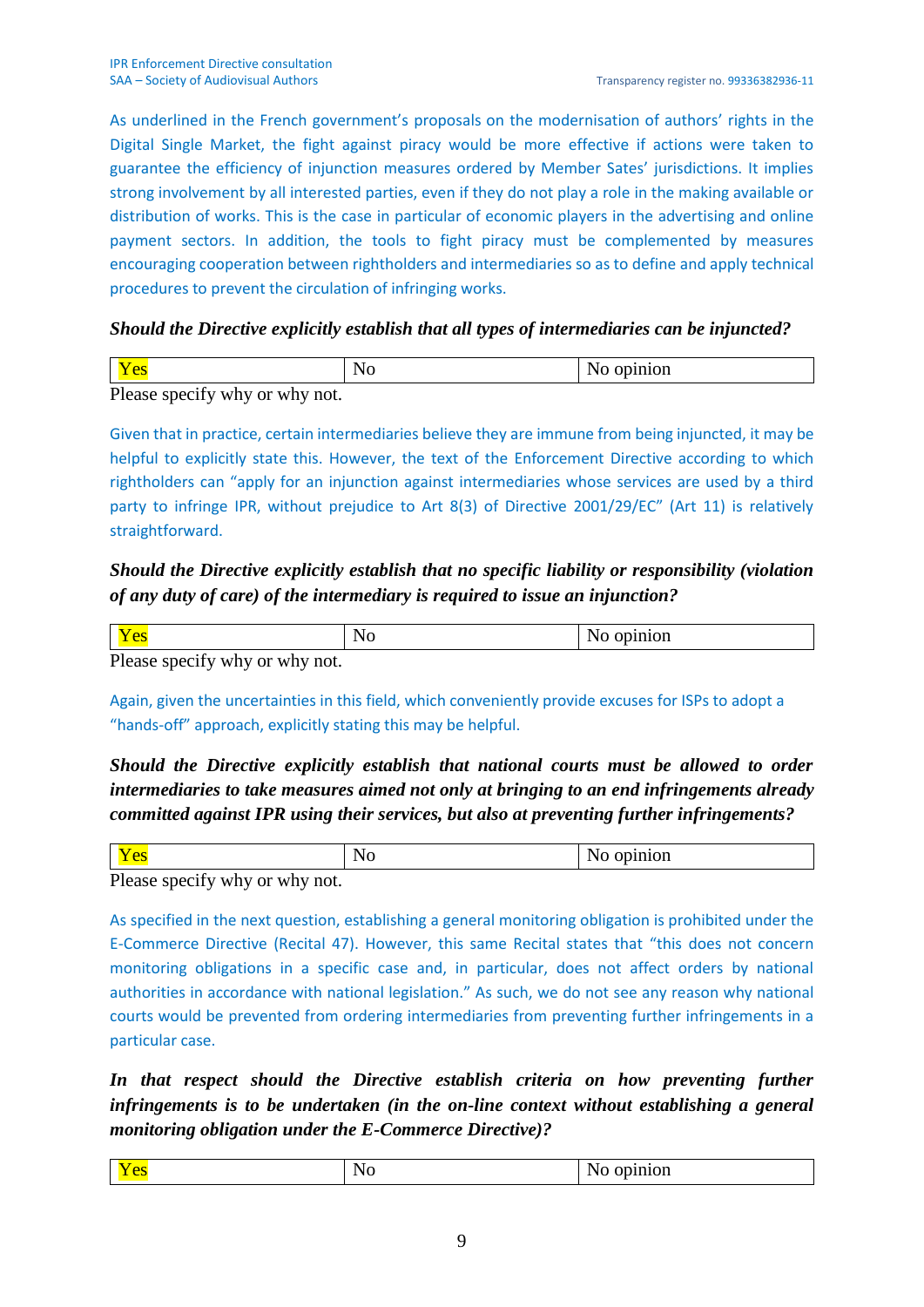As underlined in the French government's proposals on the modernisation of authors' rights in the Digital Single Market, the fight against piracy would be more effective if actions were taken to guarantee the efficiency of injunction measures ordered by Member Sates' jurisdictions. It implies strong involvement by all interested parties, even if they do not play a role in the making available or distribution of works. This is the case in particular of economic players in the advertising and online payment sectors. In addition, the tools to fight piracy must be complemented by measures encouraging cooperation between rightholders and intermediaries so as to define and apply technical procedures to prevent the circulation of infringing works.

***Should the Directive explicitly establish that all types of intermediaries can be injuncted?***

| Yes | No | No opinion |
|---|---|---|

Please specify why or why not.

Given that in practice, certain intermediaries believe they are immune from being injuncted, it may be helpful to explicitly state this. However, the text of the Enforcement Directive according to which rightholders can "apply for an injunction against intermediaries whose services are used by a third party to infringe IPR, without prejudice to Art 8(3) of Directive 2001/29/EC" (Art 11) is relatively straightforward.

***Should the Directive explicitly establish that no specific liability or responsibility (violation of any duty of care) of the intermediary is required to issue an injunction?***

| Yes | No | No opinion |
|---|---|---|

Please specify why or why not.

Again, given the uncertainties in this field, which conveniently provide excuses for ISPs to adopt a "hands-off" approach, explicitly stating this may be helpful.

***Should the Directive explicitly establish that national courts must be allowed to order intermediaries to take measures aimed not only at bringing to an end infringements already committed against IPR using their services, but also at preventing further infringements?***

| Yes | No | No opinion |
|---|---|---|

Please specify why or why not.

As specified in the next question, establishing a general monitoring obligation is prohibited under the E-Commerce Directive (Recital 47). However, this same Recital states that "this does not concern monitoring obligations in a specific case and, in particular, does not affect orders by national authorities in accordance with national legislation." As such, we do not see any reason why national courts would be prevented from ordering intermediaries from preventing further infringements in a particular case.

***In that respect should the Directive establish criteria on how preventing further infringements is to be undertaken (in the on-line context without establishing a general monitoring obligation under the E-Commerce Directive)?***

| Yes | No | No opinion |
|---|---|---|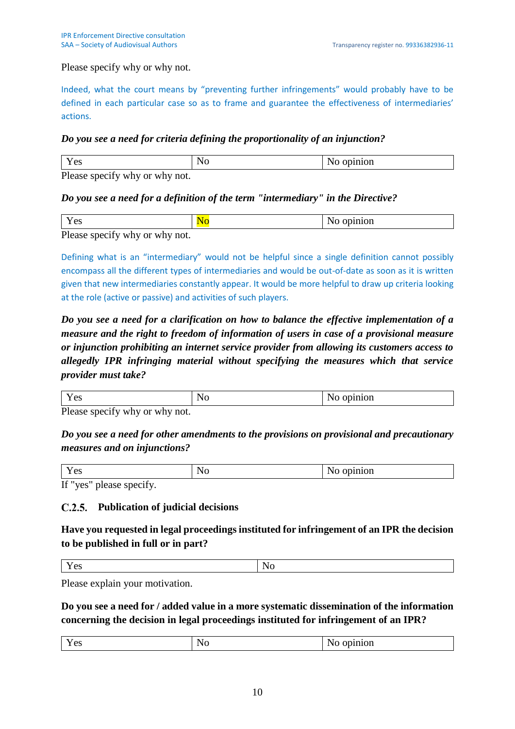Please specify why or why not.

Indeed, what the court means by "preventing further infringements" would probably have to be defined in each particular case so as to frame and guarantee the effectiveness of intermediaries' actions.

***Do you see a need for criteria defining the proportionality of an injunction?***

| Yes | No | No opinion |
|---|---|---|

Please specify why or why not.

***Do you see a need for a definition of the term "intermediary" in the Directive?***

| Yes | No | No opinion |
|---|---|---|

Please specify why or why not.

Defining what is an "intermediary" would not be helpful since a single definition cannot possibly encompass all the different types of intermediaries and would be out-of-date as soon as it is written given that new intermediaries constantly appear. It would be more helpful to draw up criteria looking at the role (active or passive) and activities of such players.

***Do you see a need for a clarification on how to balance the effective implementation of a measure and the right to freedom of information of users in case of a provisional measure or injunction prohibiting an internet service provider from allowing its customers access to allegedly IPR infringing material without specifying the measures which that service provider must take?***

| Yes | No | No opinion |
|---|---|---|

Please specify why or why not.

***Do you see a need for other amendments to the provisions on provisional and precautionary measures and on injunctions?***

| Yes | No | No opinion |
|---|---|---|

If "yes" please specify.

### C.2.5. Publication of judicial decisions

**Have you requested in legal proceedings instituted for infringement of an IPR the decision to be published in full or in part?**

| Yes | No |
|---|---|

Please explain your motivation.

**Do you see a need for / added value in a more systematic dissemination of the information concerning the decision in legal proceedings instituted for infringement of an IPR?**

| Yes | No | No opinion |
|---|---|---|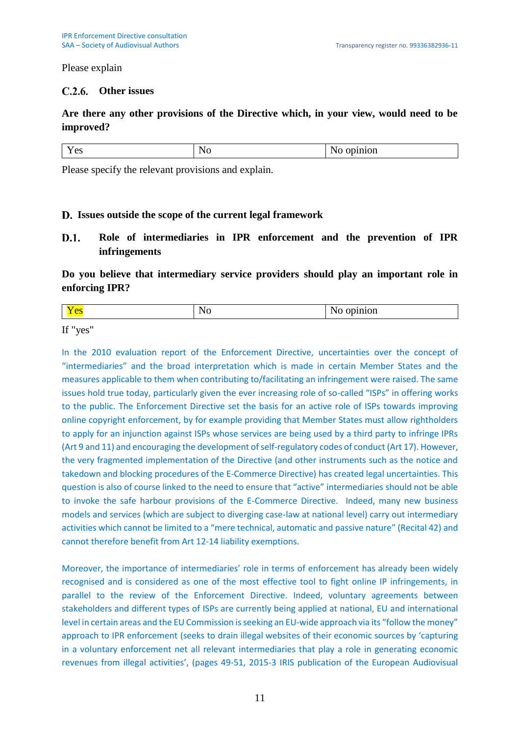Please explain

### C.2.6. Other issues

**Are there any other provisions of the Directive which, in your view, would need to be improved?**

| Yes | No | No opinion |
|---|---|---|

Please specify the relevant provisions and explain.

## D. Issues outside the scope of the current legal framework

### D.1. Role of intermediaries in IPR enforcement and the prevention of IPR infringements

**Do you believe that intermediary service providers should play an important role in enforcing IPR?**

| Yes | No | No opinion |
|---|---|---|

If "yes"

In the 2010 evaluation report of the Enforcement Directive, uncertainties over the concept of "intermediaries" and the broad interpretation which is made in certain Member States and the measures applicable to them when contributing to/facilitating an infringement were raised. The same issues hold true today, particularly given the ever increasing role of so-called "ISPs" in offering works to the public. The Enforcement Directive set the basis for an active role of ISPs towards improving online copyright enforcement, by for example providing that Member States must allow rightholders to apply for an injunction against ISPs whose services are being used by a third party to infringe IPRs (Art 9 and 11) and encouraging the development of self-regulatory codes of conduct (Art 17). However, the very fragmented implementation of the Directive (and other instruments such as the notice and takedown and blocking procedures of the E-Commerce Directive) has created legal uncertainties. This question is also of course linked to the need to ensure that "active" intermediaries should not be able to invoke the safe harbour provisions of the E-Commerce Directive. Indeed, many new business models and services (which are subject to diverging case-law at national level) carry out intermediary activities which cannot be limited to a "mere technical, automatic and passive nature" (Recital 42) and cannot therefore benefit from Art 12-14 liability exemptions.

Moreover, the importance of intermediaries' role in terms of enforcement has already been widely recognised and is considered as one of the most effective tool to fight online IP infringements, in parallel to the review of the Enforcement Directive. Indeed, voluntary agreements between stakeholders and different types of ISPs are currently being applied at national, EU and international level in certain areas and the EU Commission is seeking an EU-wide approach via its "follow the money" approach to IPR enforcement (seeks to drain illegal websites of their economic sources by 'capturing in a voluntary enforcement net all relevant intermediaries that play a role in generating economic revenues from illegal activities', (pages 49-51, 2015-3 IRIS publication of the European Audiovisual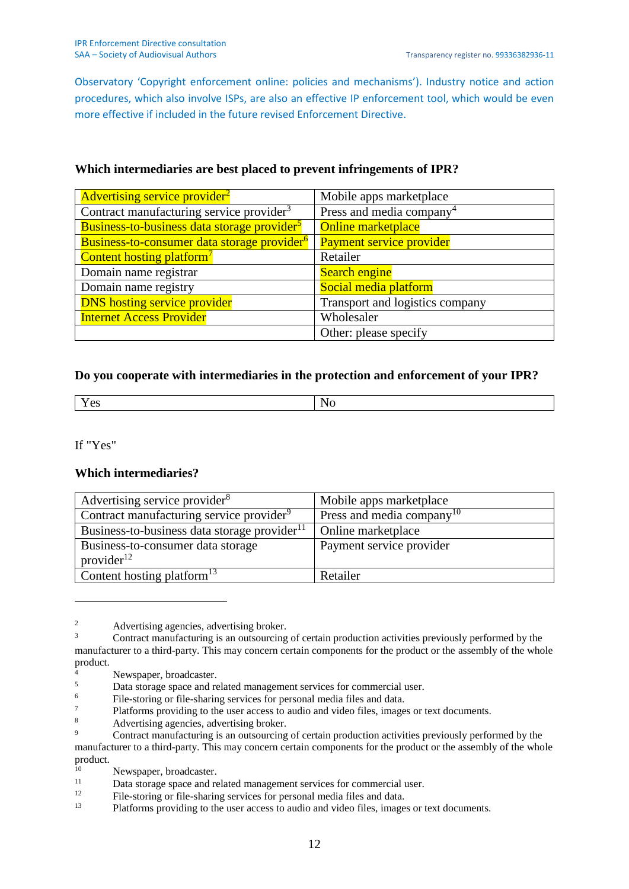Observatory 'Copyright enforcement online: policies and mechanisms'). Industry notice and action procedures, which also involve ISPs, are also an effective IP enforcement tool, which would be even more effective if included in the future revised Enforcement Directive.

**Which intermediaries are best placed to prevent infringements of IPR?**

| | |
|---|---|
| Advertising service provider[2] | Mobile apps marketplace |
| Contract manufacturing service provider[3] | Press and media company[4] |
| Business-to-business data storage provider[5] | Online marketplace |
| Business-to-consumer data storage provider[6] | Payment service provider |
| Content hosting platform[7] | Retailer |
| Domain name registrar | Search engine |
| Domain name registry | Social media platform |
| DNS hosting service provider | Transport and logistics company |
| Internet Access Provider | Wholesaler |
| | Other: please specify |

**Do you cooperate with intermediaries in the protection and enforcement of your IPR?**

| | |
|---|---|
| Yes | No |

If "Yes"

**Which intermediaries?**

| | |
|---|---|
| Advertising service provider[8] | Mobile apps marketplace |
| Contract manufacturing service provider[9] | Press and media company[10] |
| Business-to-business data storage provider[11] | Online marketplace |
| Business-to-consumer data storage provider[12] | Payment service provider |
| Content hosting platform[13] | Retailer |

---

[2] Advertising agencies, advertising broker.

[3] Contract manufacturing is an outsourcing of certain production activities previously performed by the manufacturer to a third-party. This may concern certain components for the product or the assembly of the whole product.

[4] Newspaper, broadcaster.

[5] Data storage space and related management services for commercial user.

[6] File-storing or file-sharing services for personal media files and data.

[7] Platforms providing to the user access to audio and video files, images or text documents.

[8] Advertising agencies, advertising broker.

[9] Contract manufacturing is an outsourcing of certain production activities previously performed by the manufacturer to a third-party. This may concern certain components for the product or the assembly of the whole product.

[10] Newspaper, broadcaster.

[11] Data storage space and related management services for commercial user.

[12] File-storing or file-sharing services for personal media files and data.

[13] Platforms providing to the user access to audio and video files, images or text documents.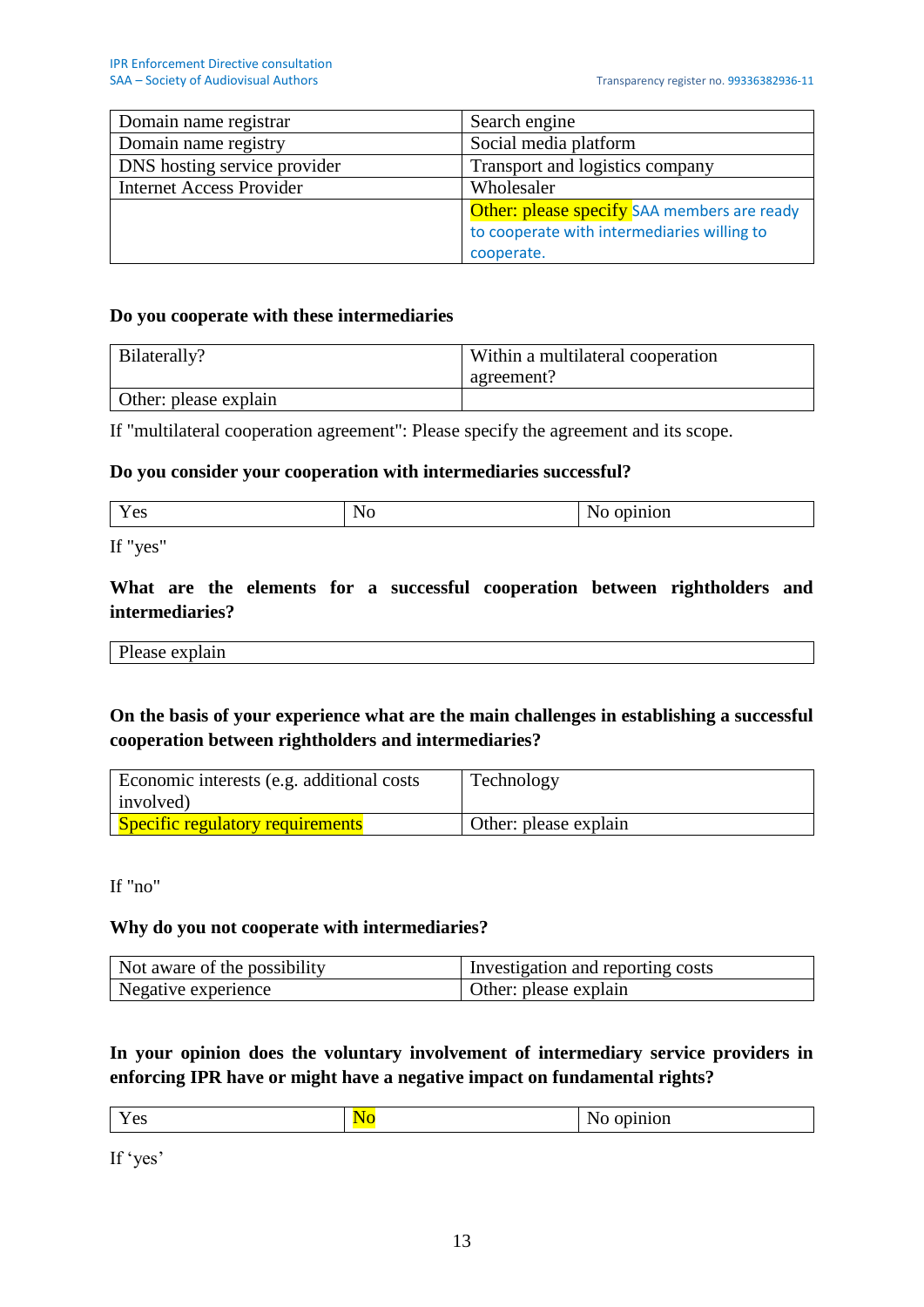| Domain name registrar | Search engine |
|---|---|
| Domain name registry | Social media platform |
| DNS hosting service provider | Transport and logistics company |
| Internet Access Provider | Wholesaler |
| | Other: please specify SAA members are ready to cooperate with intermediaries willing to cooperate. |

**Do you cooperate with these intermediaries**

| Bilaterally? | Within a multilateral cooperation agreement? |
|---|---|
| Other: please explain | |

If "multilateral cooperation agreement": Please specify the agreement and its scope.

**Do you consider your cooperation with intermediaries successful?**

| Yes | No | No opinion |
|---|---|---|

If "yes"

**What are the elements for a successful cooperation between rightholders and intermediaries?**

| Please explain |
|---|

**On the basis of your experience what are the main challenges in establishing a successful cooperation between rightholders and intermediaries?**

| Economic interests (e.g. additional costs involved) | Technology |
|---|---|
| Specific regulatory requirements | Other: please explain |

If "no"

**Why do you not cooperate with intermediaries?**

| Not aware of the possibility | Investigation and reporting costs |
|---|---|
| Negative experience | Other: please explain |

**In your opinion does the voluntary involvement of intermediary service providers in enforcing IPR have or might have a negative impact on fundamental rights?**

| Yes | No | No opinion |
|---|---|---|

If 'yes'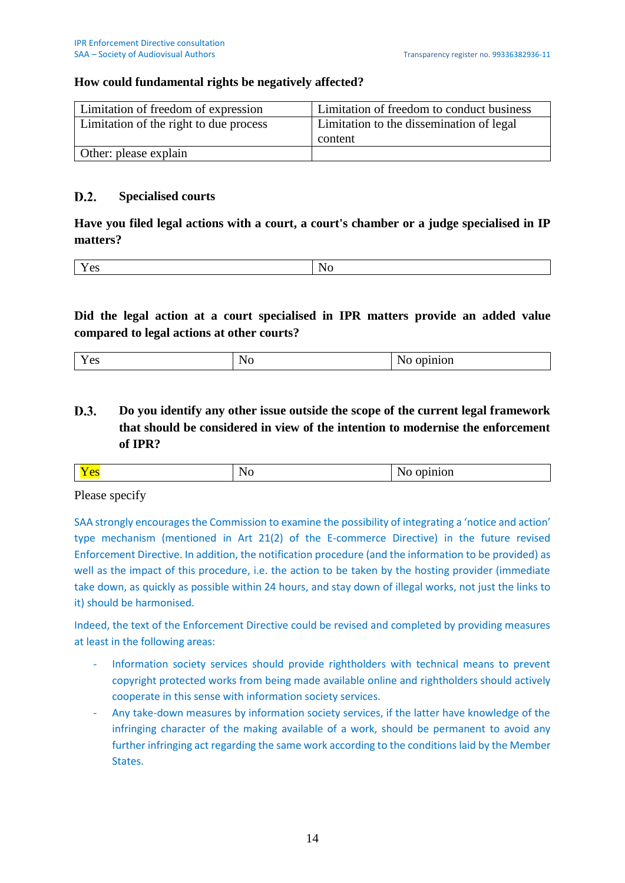**How could fundamental rights be negatively affected?**

| Limitation of freedom of expression | Limitation of freedom to conduct business |
| --- | --- |
| Limitation of the right to due process | Limitation to the dissemination of legal content |
| Other: please explain | |

## D.2. Specialised courts

**Have you filed legal actions with a court, a court's chamber or a judge specialised in IP matters?**

| Yes | No |
| --- | --- |

**Did the legal action at a court specialised in IPR matters provide an added value compared to legal actions at other courts?**

| Yes | No | No opinion |
| --- | --- | --- |

## D.3. Do you identify any other issue outside the scope of the current legal framework that should be considered in view of the intention to modernise the enforcement of IPR?

| Yes | No | No opinion |
| --- | --- | --- |

Please specify

SAA strongly encourages the Commission to examine the possibility of integrating a 'notice and action' type mechanism (mentioned in Art 21(2) of the E-commerce Directive) in the future revised Enforcement Directive. In addition, the notification procedure (and the information to be provided) as well as the impact of this procedure, i.e. the action to be taken by the hosting provider (immediate take down, as quickly as possible within 24 hours, and stay down of illegal works, not just the links to it) should be harmonised.

Indeed, the text of the Enforcement Directive could be revised and completed by providing measures at least in the following areas:

- Information society services should provide rightholders with technical means to prevent copyright protected works from being made available online and rightholders should actively cooperate in this sense with information society services.
- Any take-down measures by information society services, if the latter have knowledge of the infringing character of the making available of a work, should be permanent to avoid any further infringing act regarding the same work according to the conditions laid by the Member States.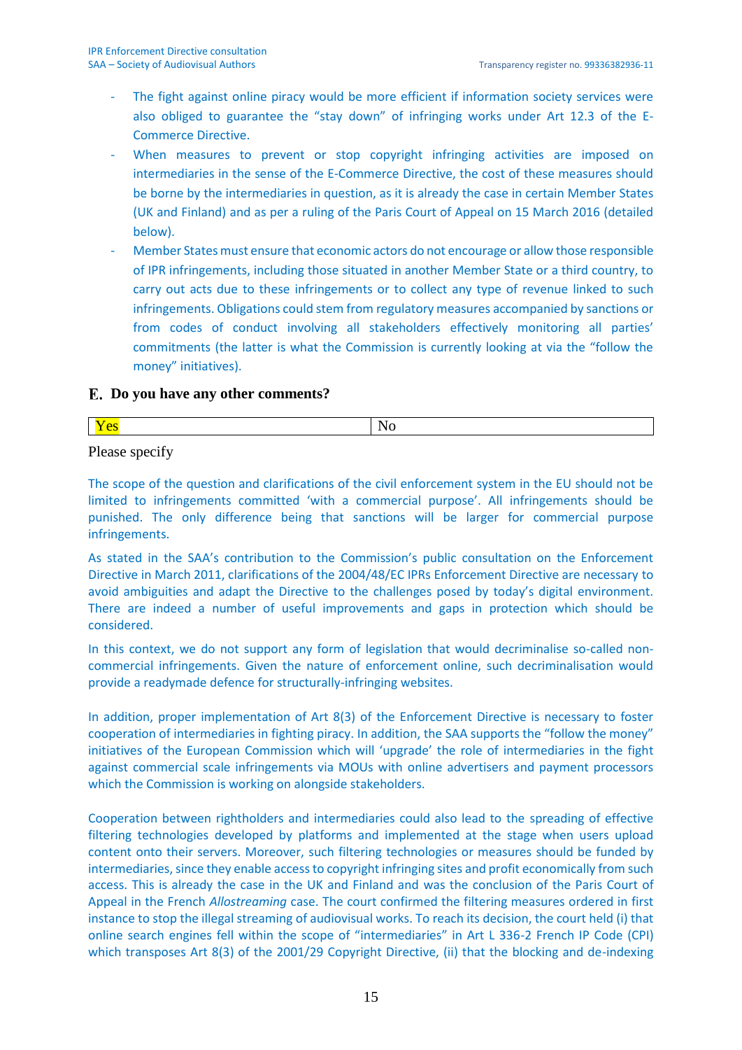- The fight against online piracy would be more efficient if information society services were also obliged to guarantee the "stay down" of infringing works under Art 12.3 of the E-Commerce Directive.
- When measures to prevent or stop copyright infringing activities are imposed on intermediaries in the sense of the E-Commerce Directive, the cost of these measures should be borne by the intermediaries in question, as it is already the case in certain Member States (UK and Finland) and as per a ruling of the Paris Court of Appeal on 15 March 2016 (detailed below).
- Member States must ensure that economic actors do not encourage or allow those responsible of IPR infringements, including those situated in another Member State or a third country, to carry out acts due to these infringements or to collect any type of revenue linked to such infringements. Obligations could stem from regulatory measures accompanied by sanctions or from codes of conduct involving all stakeholders effectively monitoring all parties' commitments (the latter is what the Commission is currently looking at via the "follow the money" initiatives).

## E. Do you have any other comments?

| Yes | No |
|---|---|

Please specify

The scope of the question and clarifications of the civil enforcement system in the EU should not be limited to infringements committed 'with a commercial purpose'. All infringements should be punished. The only difference being that sanctions will be larger for commercial purpose infringements.

As stated in the SAA's contribution to the Commission's public consultation on the Enforcement Directive in March 2011, clarifications of the 2004/48/EC IPRs Enforcement Directive are necessary to avoid ambiguities and adapt the Directive to the challenges posed by today's digital environment. There are indeed a number of useful improvements and gaps in protection which should be considered.

In this context, we do not support any form of legislation that would decriminalise so-called non-commercial infringements. Given the nature of enforcement online, such decriminalisation would provide a readymade defence for structurally-infringing websites.

In addition, proper implementation of Art 8(3) of the Enforcement Directive is necessary to foster cooperation of intermediaries in fighting piracy. In addition, the SAA supports the "follow the money" initiatives of the European Commission which will 'upgrade' the role of intermediaries in the fight against commercial scale infringements via MOUs with online advertisers and payment processors which the Commission is working on alongside stakeholders.

Cooperation between rightholders and intermediaries could also lead to the spreading of effective filtering technologies developed by platforms and implemented at the stage when users upload content onto their servers. Moreover, such filtering technologies or measures should be funded by intermediaries, since they enable access to copyright infringing sites and profit economically from such access. This is already the case in the UK and Finland and was the conclusion of the Paris Court of Appeal in the French *Allostreaming* case. The court confirmed the filtering measures ordered in first instance to stop the illegal streaming of audiovisual works. To reach its decision, the court held (i) that online search engines fell within the scope of "intermediaries" in Art L 336-2 French IP Code (CPI) which transposes Art 8(3) of the 2001/29 Copyright Directive, (ii) that the blocking and de-indexing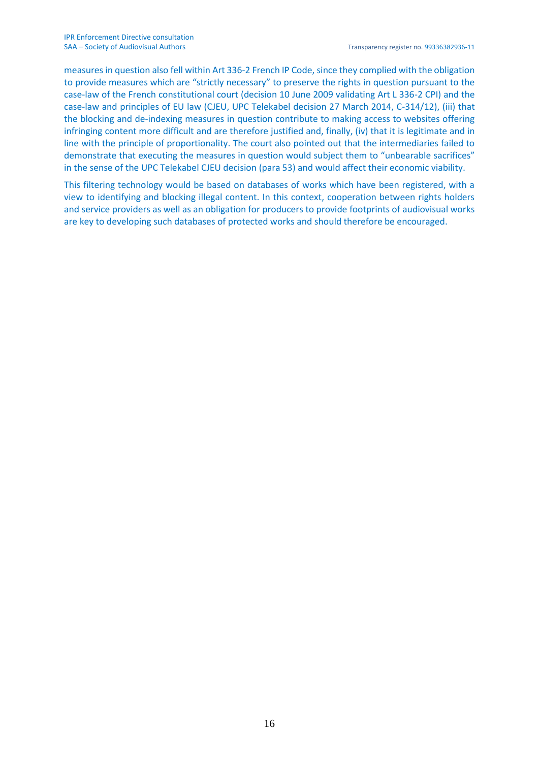measures in question also fell within Art 336-2 French IP Code, since they complied with the obligation to provide measures which are "strictly necessary" to preserve the rights in question pursuant to the case-law of the French constitutional court (decision 10 June 2009 validating Art L 336-2 CPI) and the case-law and principles of EU law (CJEU, UPC Telekabel decision 27 March 2014, C-314/12), (iii) that the blocking and de-indexing measures in question contribute to making access to websites offering infringing content more difficult and are therefore justified and, finally, (iv) that it is legitimate and in line with the principle of proportionality. The court also pointed out that the intermediaries failed to demonstrate that executing the measures in question would subject them to "unbearable sacrifices" in the sense of the UPC Telekabel CJEU decision (para 53) and would affect their economic viability.

This filtering technology would be based on databases of works which have been registered, with a view to identifying and blocking illegal content. In this context, cooperation between rights holders and service providers as well as an obligation for producers to provide footprints of audiovisual works are key to developing such databases of protected works and should therefore be encouraged.